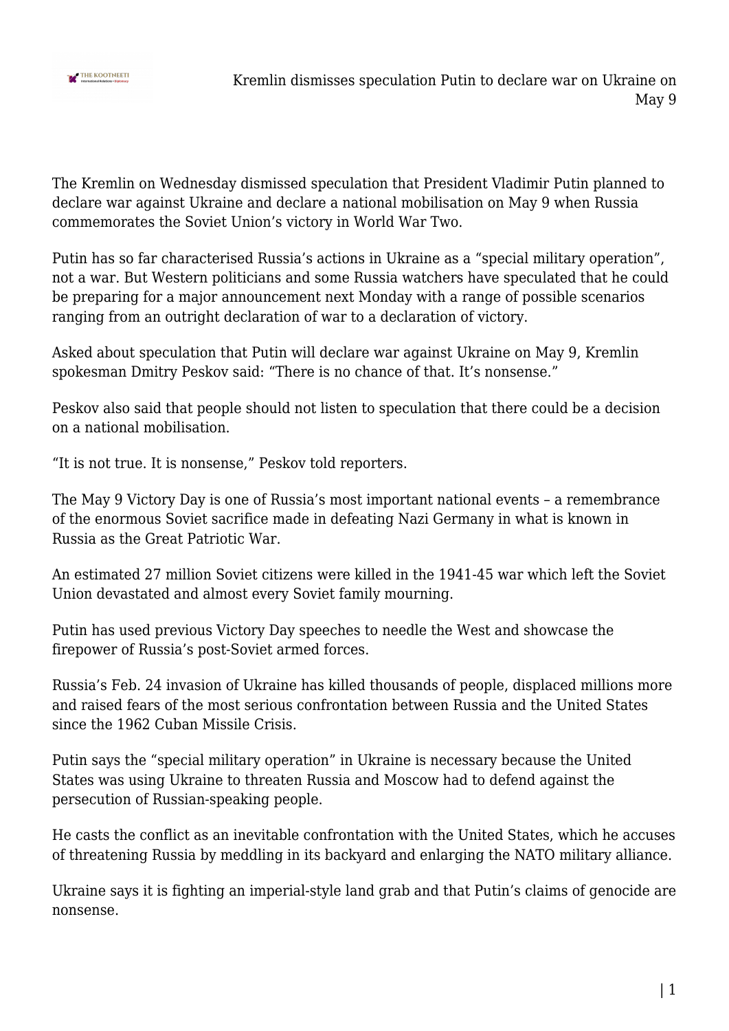# Kremlin dismisses speculation Putin to declare war on Ukraine on May 9

The Kremlin on Wednesday dismissed speculation that President Vladimir Putin planned to declare war against Ukraine and declare a national mobilisation on May 9 when Russia commemorates the Soviet Union's victory in World War Two.

Putin has so far characterised Russia's actions in Ukraine as a "special military operation", not a war. But Western politicians and some Russia watchers have speculated that he could be preparing for a major announcement next Monday with a range of possible scenarios ranging from an outright declaration of war to a declaration of victory.

Asked about speculation that Putin will declare war against Ukraine on May 9, Kremlin spokesman Dmitry Peskov said: "There is no chance of that. It's nonsense."

Peskov also said that people should not listen to speculation that there could be a decision on a national mobilisation.

"It is not true. It is nonsense," Peskov told reporters.

The May 9 Victory Day is one of Russia's most important national events – a remembrance of the enormous Soviet sacrifice made in defeating Nazi Germany in what is known in Russia as the Great Patriotic War.

An estimated 27 million Soviet citizens were killed in the 1941-45 war which left the Soviet Union devastated and almost every Soviet family mourning.

Putin has used previous Victory Day speeches to needle the West and showcase the firepower of Russia's post-Soviet armed forces.

Russia's Feb. 24 invasion of Ukraine has killed thousands of people, displaced millions more and raised fears of the most serious confrontation between Russia and the United States since the 1962 Cuban Missile Crisis.

Putin says the "special military operation" in Ukraine is necessary because the United States was using Ukraine to threaten Russia and Moscow had to defend against the persecution of Russian-speaking people.

He casts the conflict as an inevitable confrontation with the United States, which he accuses of threatening Russia by meddling in its backyard and enlarging the NATO military alliance.

Ukraine says it is fighting an imperial-style land grab and that Putin's claims of genocide are nonsense.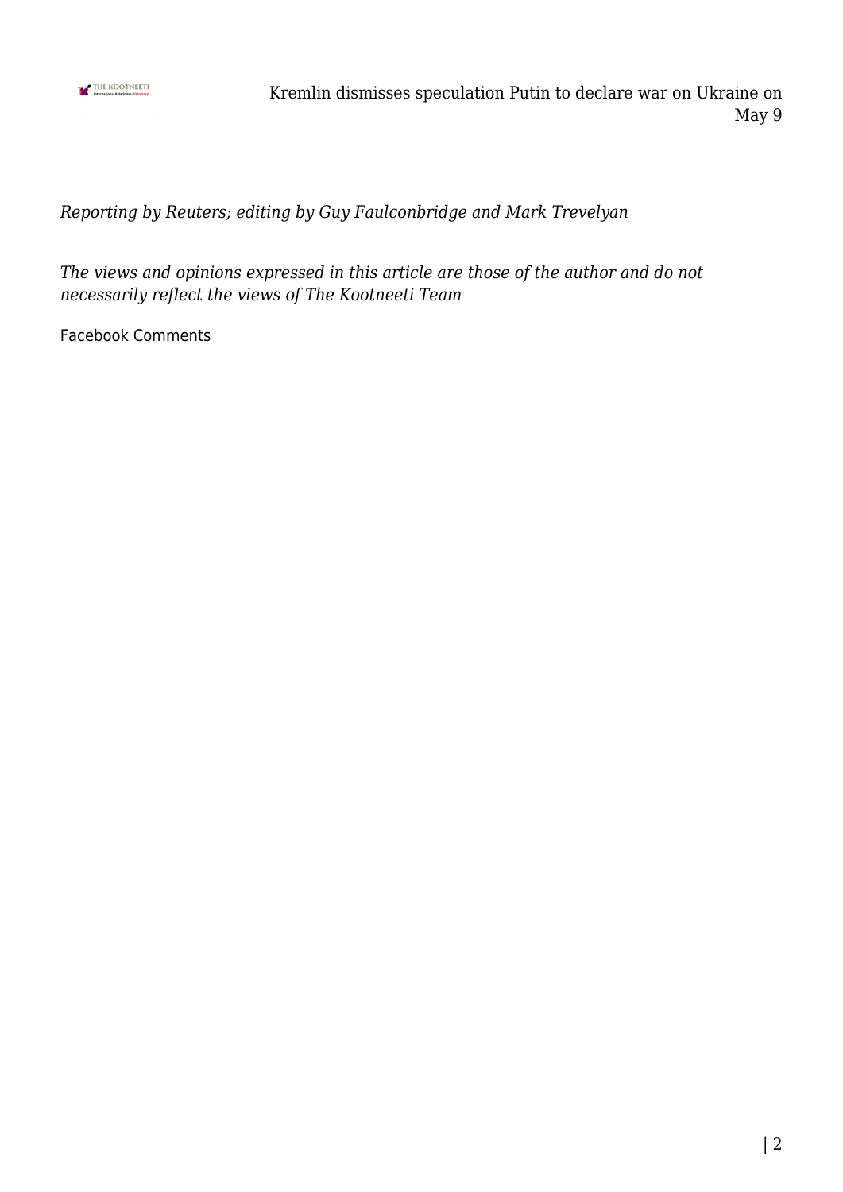*Reporting by Reuters; editing by Guy Faulconbridge and Mark Trevelyan*

*The views and opinions expressed in this article are those of the author and do not necessarily reflect the views of The Kootneeti Team*

Facebook Comments